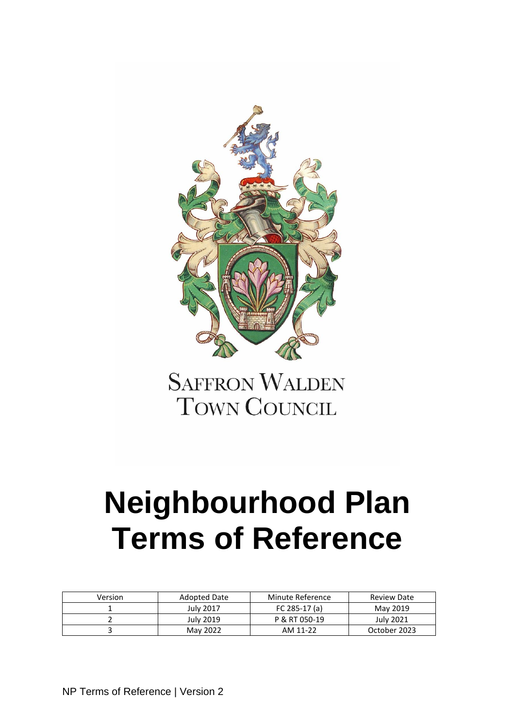SAFFRON WALDEN
TOWN COUNCIL

# Neighbourhood Plan Terms of Reference

| Version | Adopted Date | Minute Reference | Review Date |
| --- | --- | --- | --- |
| 1 | July 2017 | FC 285-17 (a) | May 2019 |
| 2 | July 2019 | P & RT 050-19 | July 2021 |
| 3 | May 2022 | AM 11-22 | October 2023 |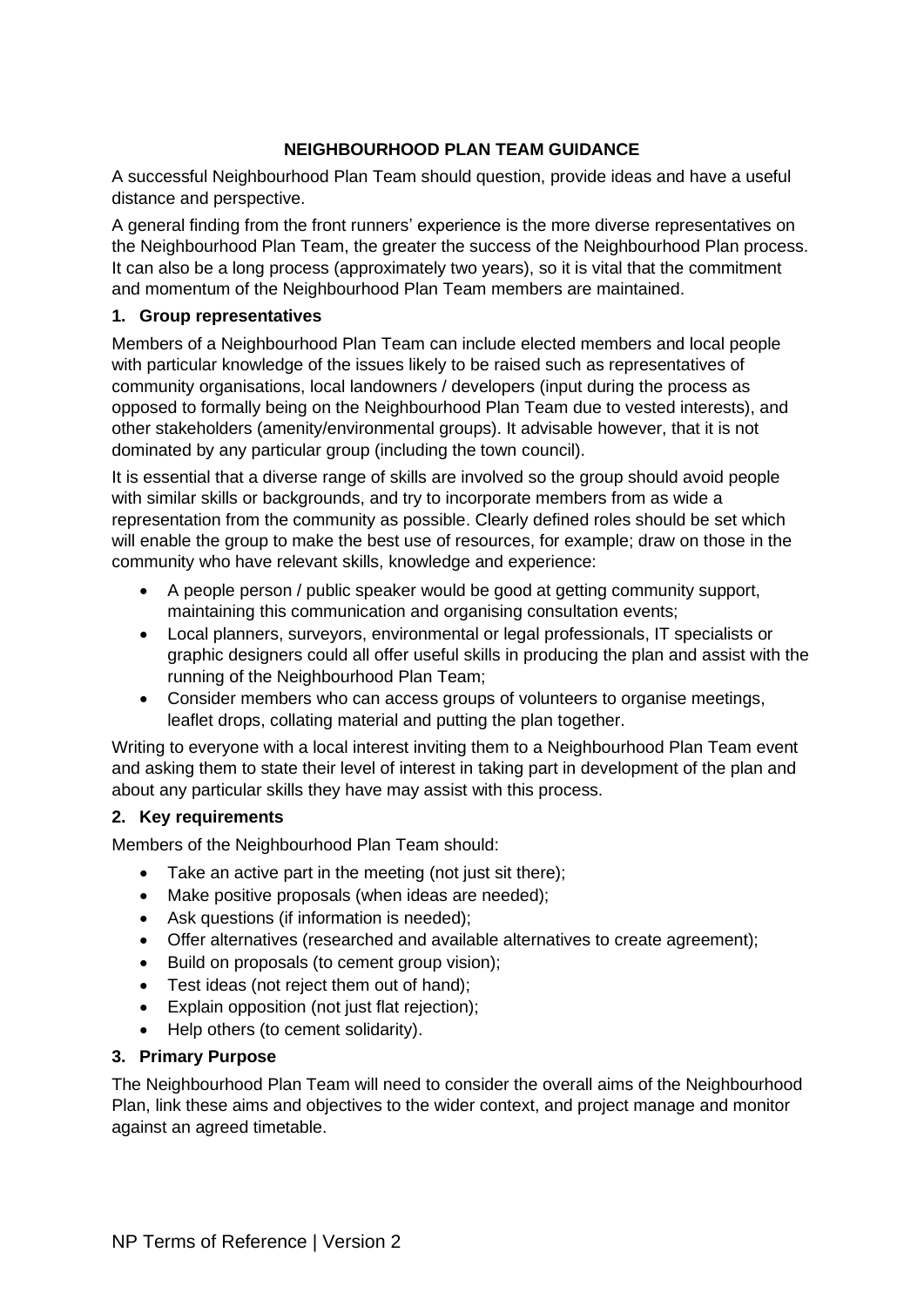**NEIGHBOURHOOD PLAN TEAM GUIDANCE**

A successful Neighbourhood Plan Team should question, provide ideas and have a useful distance and perspective.

A general finding from the front runners' experience is the more diverse representatives on the Neighbourhood Plan Team, the greater the success of the Neighbourhood Plan process. It can also be a long process (approximately two years), so it is vital that the commitment and momentum of the Neighbourhood Plan Team members are maintained.

**1. Group representatives**

Members of a Neighbourhood Plan Team can include elected members and local people with particular knowledge of the issues likely to be raised such as representatives of community organisations, local landowners / developers (input during the process as opposed to formally being on the Neighbourhood Plan Team due to vested interests), and other stakeholders (amenity/environmental groups). It advisable however, that it is not dominated by any particular group (including the town council).

It is essential that a diverse range of skills are involved so the group should avoid people with similar skills or backgrounds, and try to incorporate members from as wide a representation from the community as possible. Clearly defined roles should be set which will enable the group to make the best use of resources, for example; draw on those in the community who have relevant skills, knowledge and experience:

- A people person / public speaker would be good at getting community support, maintaining this communication and organising consultation events;
- Local planners, surveyors, environmental or legal professionals, IT specialists or graphic designers could all offer useful skills in producing the plan and assist with the running of the Neighbourhood Plan Team;
- Consider members who can access groups of volunteers to organise meetings, leaflet drops, collating material and putting the plan together.

Writing to everyone with a local interest inviting them to a Neighbourhood Plan Team event and asking them to state their level of interest in taking part in development of the plan and about any particular skills they have may assist with this process.

**2. Key requirements**

Members of the Neighbourhood Plan Team should:

- Take an active part in the meeting (not just sit there);
- Make positive proposals (when ideas are needed);
- Ask questions (if information is needed);
- Offer alternatives (researched and available alternatives to create agreement);
- Build on proposals (to cement group vision);
- Test ideas (not reject them out of hand);
- Explain opposition (not just flat rejection);
- Help others (to cement solidarity).

**3. Primary Purpose**

The Neighbourhood Plan Team will need to consider the overall aims of the Neighbourhood Plan, link these aims and objectives to the wider context, and project manage and monitor against an agreed timetable.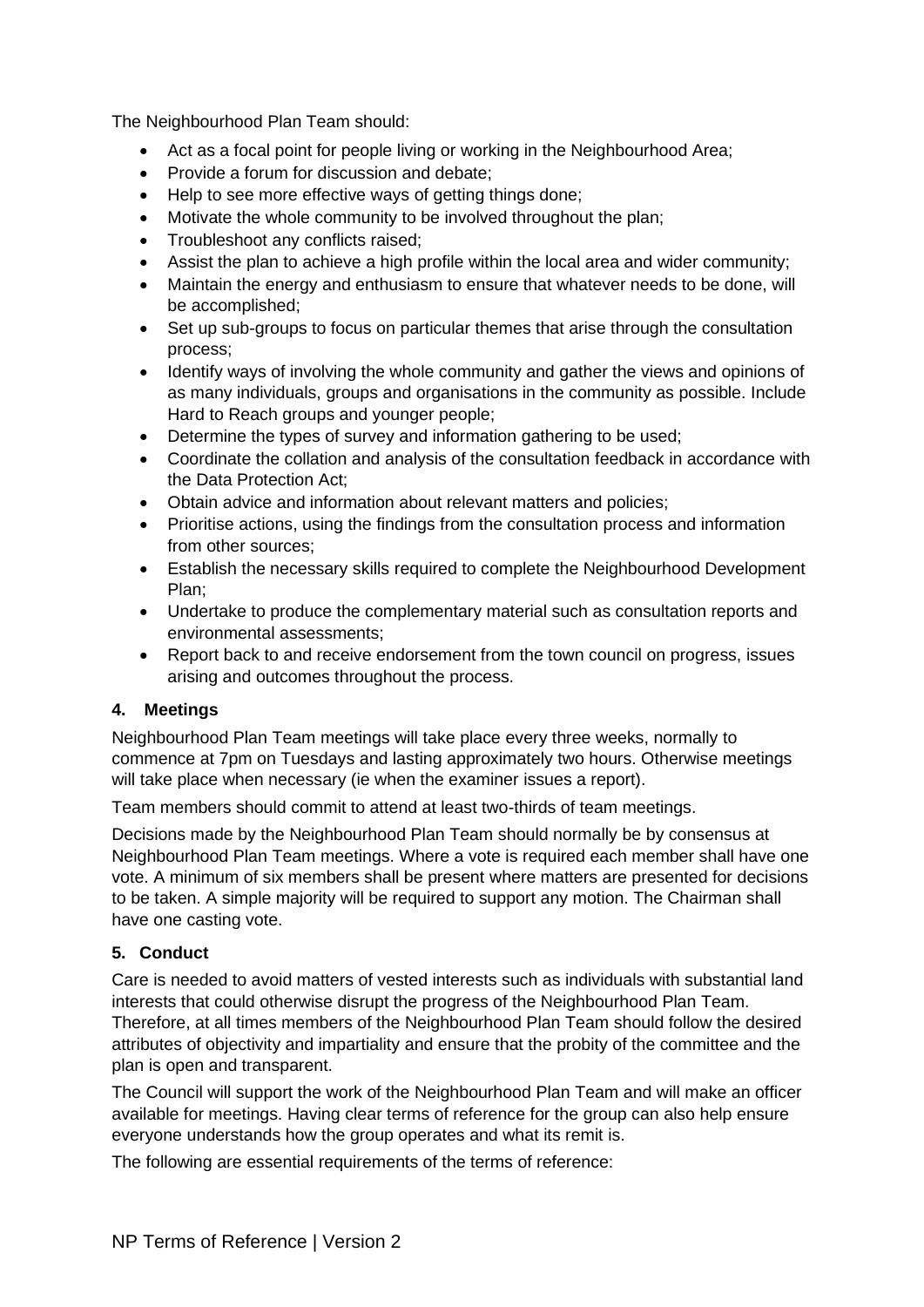The Neighbourhood Plan Team should:

- Act as a focal point for people living or working in the Neighbourhood Area;
- Provide a forum for discussion and debate;
- Help to see more effective ways of getting things done;
- Motivate the whole community to be involved throughout the plan;
- Troubleshoot any conflicts raised;
- Assist the plan to achieve a high profile within the local area and wider community;
- Maintain the energy and enthusiasm to ensure that whatever needs to be done, will be accomplished;
- Set up sub-groups to focus on particular themes that arise through the consultation process;
- Identify ways of involving the whole community and gather the views and opinions of as many individuals, groups and organisations in the community as possible. Include Hard to Reach groups and younger people;
- Determine the types of survey and information gathering to be used;
- Coordinate the collation and analysis of the consultation feedback in accordance with the Data Protection Act;
- Obtain advice and information about relevant matters and policies;
- Prioritise actions, using the findings from the consultation process and information from other sources;
- Establish the necessary skills required to complete the Neighbourhood Development Plan;
- Undertake to produce the complementary material such as consultation reports and environmental assessments;
- Report back to and receive endorsement from the town council on progress, issues arising and outcomes throughout the process.

#### 4. Meetings

Neighbourhood Plan Team meetings will take place every three weeks, normally to commence at 7pm on Tuesdays and lasting approximately two hours. Otherwise meetings will take place when necessary (ie when the examiner issues a report).

Team members should commit to attend at least two-thirds of team meetings.

Decisions made by the Neighbourhood Plan Team should normally be by consensus at Neighbourhood Plan Team meetings. Where a vote is required each member shall have one vote. A minimum of six members shall be present where matters are presented for decisions to be taken. A simple majority will be required to support any motion. The Chairman shall have one casting vote.

#### 5. Conduct

Care is needed to avoid matters of vested interests such as individuals with substantial land interests that could otherwise disrupt the progress of the Neighbourhood Plan Team. Therefore, at all times members of the Neighbourhood Plan Team should follow the desired attributes of objectivity and impartiality and ensure that the probity of the committee and the plan is open and transparent.

The Council will support the work of the Neighbourhood Plan Team and will make an officer available for meetings. Having clear terms of reference for the group can also help ensure everyone understands how the group operates and what its remit is.

The following are essential requirements of the terms of reference: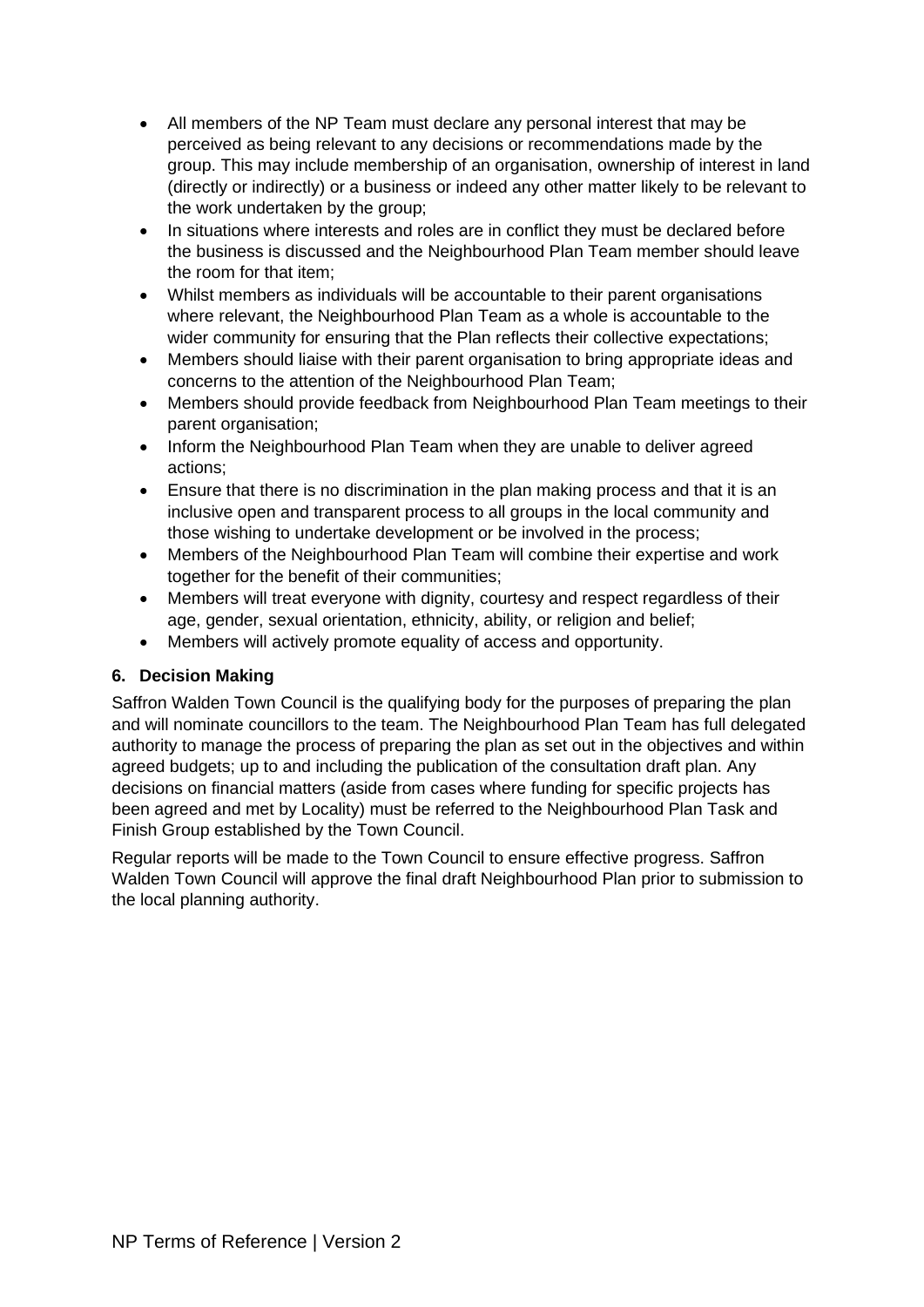- All members of the NP Team must declare any personal interest that may be perceived as being relevant to any decisions or recommendations made by the group. This may include membership of an organisation, ownership of interest in land (directly or indirectly) or a business or indeed any other matter likely to be relevant to the work undertaken by the group;
- In situations where interests and roles are in conflict they must be declared before the business is discussed and the Neighbourhood Plan Team member should leave the room for that item;
- Whilst members as individuals will be accountable to their parent organisations where relevant, the Neighbourhood Plan Team as a whole is accountable to the wider community for ensuring that the Plan reflects their collective expectations;
- Members should liaise with their parent organisation to bring appropriate ideas and concerns to the attention of the Neighbourhood Plan Team;
- Members should provide feedback from Neighbourhood Plan Team meetings to their parent organisation;
- Inform the Neighbourhood Plan Team when they are unable to deliver agreed actions;
- Ensure that there is no discrimination in the plan making process and that it is an inclusive open and transparent process to all groups in the local community and those wishing to undertake development or be involved in the process;
- Members of the Neighbourhood Plan Team will combine their expertise and work together for the benefit of their communities;
- Members will treat everyone with dignity, courtesy and respect regardless of their age, gender, sexual orientation, ethnicity, ability, or religion and belief;
- Members will actively promote equality of access and opportunity.

**6. Decision Making**

Saffron Walden Town Council is the qualifying body for the purposes of preparing the plan and will nominate councillors to the team. The Neighbourhood Plan Team has full delegated authority to manage the process of preparing the plan as set out in the objectives and within agreed budgets; up to and including the publication of the consultation draft plan. Any decisions on financial matters (aside from cases where funding for specific projects has been agreed and met by Locality) must be referred to the Neighbourhood Plan Task and Finish Group established by the Town Council.

Regular reports will be made to the Town Council to ensure effective progress. Saffron Walden Town Council will approve the final draft Neighbourhood Plan prior to submission to the local planning authority.